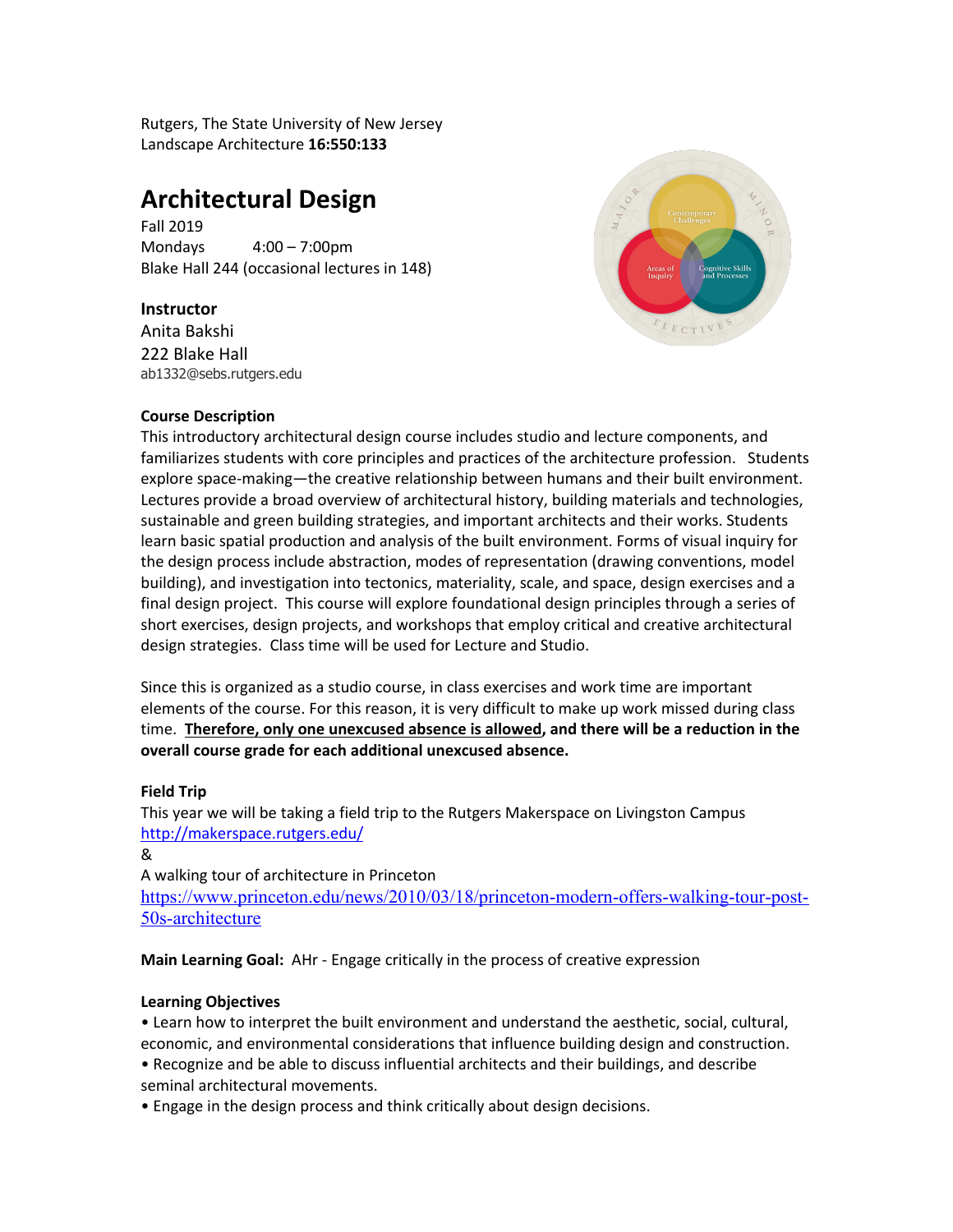Rutgers, The State University of New Jersey
Landscape Architecture **16:550:133**

# Architectural Design

Fall 2019
Mondays 4:00 – 7:00pm
Blake Hall 244 (occasional lectures in 148)

### Instructor

Anita Bakshi
222 Blake Hall
ab1332@sebs.rutgers.edu

**Course Description**

This introductory architectural design course includes studio and lecture components, and familiarizes students with core principles and practices of the architecture profession. Students explore space-making—the creative relationship between humans and their built environment. Lectures provide a broad overview of architectural history, building materials and technologies, sustainable and green building strategies, and important architects and their works. Students learn basic spatial production and analysis of the built environment. Forms of visual inquiry for the design process include abstraction, modes of representation (drawing conventions, model building), and investigation into tectonics, materiality, scale, and space, design exercises and a final design project. This course will explore foundational design principles through a series of short exercises, design projects, and workshops that employ critical and creative architectural design strategies. Class time will be used for Lecture and Studio.

Since this is organized as a studio course, in class exercises and work time are important elements of the course. For this reason, it is very difficult to make up work missed during class time. **Therefore, only one unexcused absence is allowed, and there will be a reduction in the overall course grade for each additional unexcused absence.**

**Field Trip**

This year we will be taking a field trip to the Rutgers Makerspace on Livingston Campus
http://makerspace.rutgers.edu/
&
A walking tour of architecture in Princeton
https://www.princeton.edu/news/2010/03/18/princeton-modern-offers-walking-tour-post-50s-architecture

**Main Learning Goal:** AHr - Engage critically in the process of creative expression

**Learning Objectives**

- Learn how to interpret the built environment and understand the aesthetic, social, cultural, economic, and environmental considerations that influence building design and construction.
- Recognize and be able to discuss influential architects and their buildings, and describe seminal architectural movements.
- Engage in the design process and think critically about design decisions.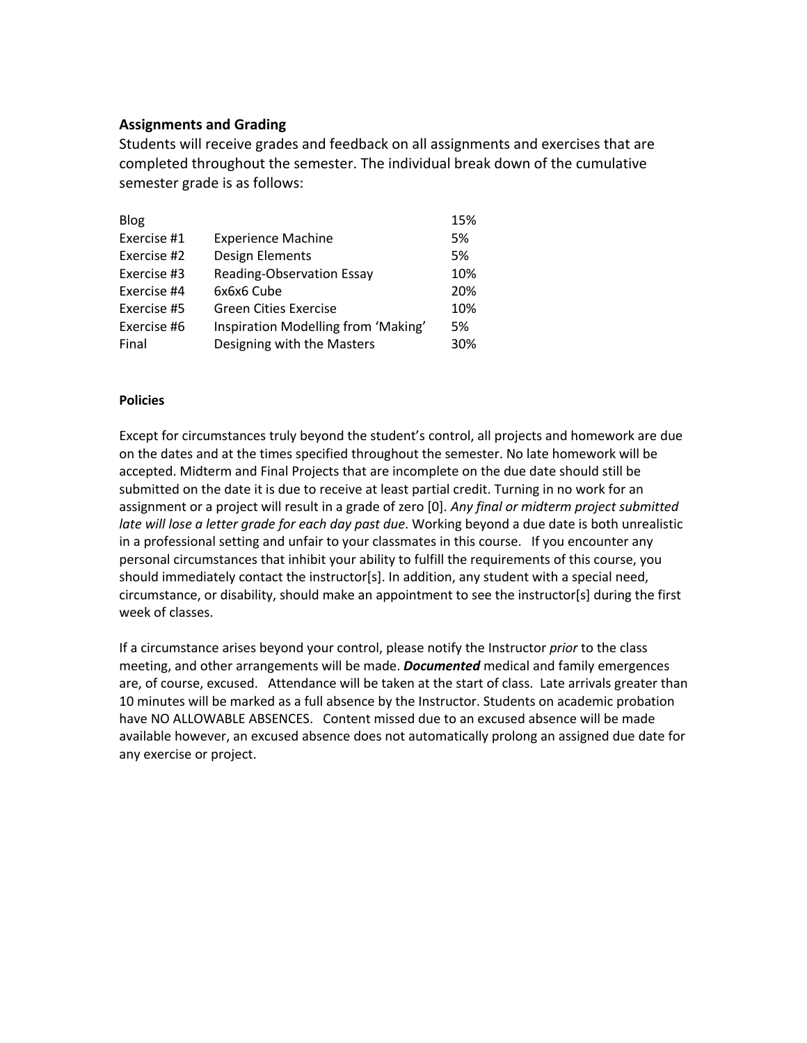### Assignments and Grading

Students will receive grades and feedback on all assignments and exercises that are completed throughout the semester. The individual break down of the cumulative semester grade is as follows:

| | | |
|---|---|---|
| Blog | | 15% |
| Exercise #1 | Experience Machine | 5% |
| Exercise #2 | Design Elements | 5% |
| Exercise #3 | Reading-Observation Essay | 10% |
| Exercise #4 | 6x6x6 Cube | 20% |
| Exercise #5 | Green Cities Exercise | 10% |
| Exercise #6 | Inspiration Modelling from 'Making' | 5% |
| Final | Designing with the Masters | 30% |

**Policies**

Except for circumstances truly beyond the student's control, all projects and homework are due on the dates and at the times specified throughout the semester. No late homework will be accepted. Midterm and Final Projects that are incomplete on the due date should still be submitted on the date it is due to receive at least partial credit. Turning in no work for an assignment or a project will result in a grade of zero [0]. *Any final or midterm project submitted late will lose a letter grade for each day past due*. Working beyond a due date is both unrealistic in a professional setting and unfair to your classmates in this course. If you encounter any personal circumstances that inhibit your ability to fulfill the requirements of this course, you should immediately contact the instructor[s]. In addition, any student with a special need, circumstance, or disability, should make an appointment to see the instructor[s] during the first week of classes.

If a circumstance arises beyond your control, please notify the Instructor *prior* to the class meeting, and other arrangements will be made. ***Documented*** medical and family emergences are, of course, excused. Attendance will be taken at the start of class. Late arrivals greater than 10 minutes will be marked as a full absence by the Instructor. Students on academic probation have NO ALLOWABLE ABSENCES. Content missed due to an excused absence will be made available however, an excused absence does not automatically prolong an assigned due date for any exercise or project.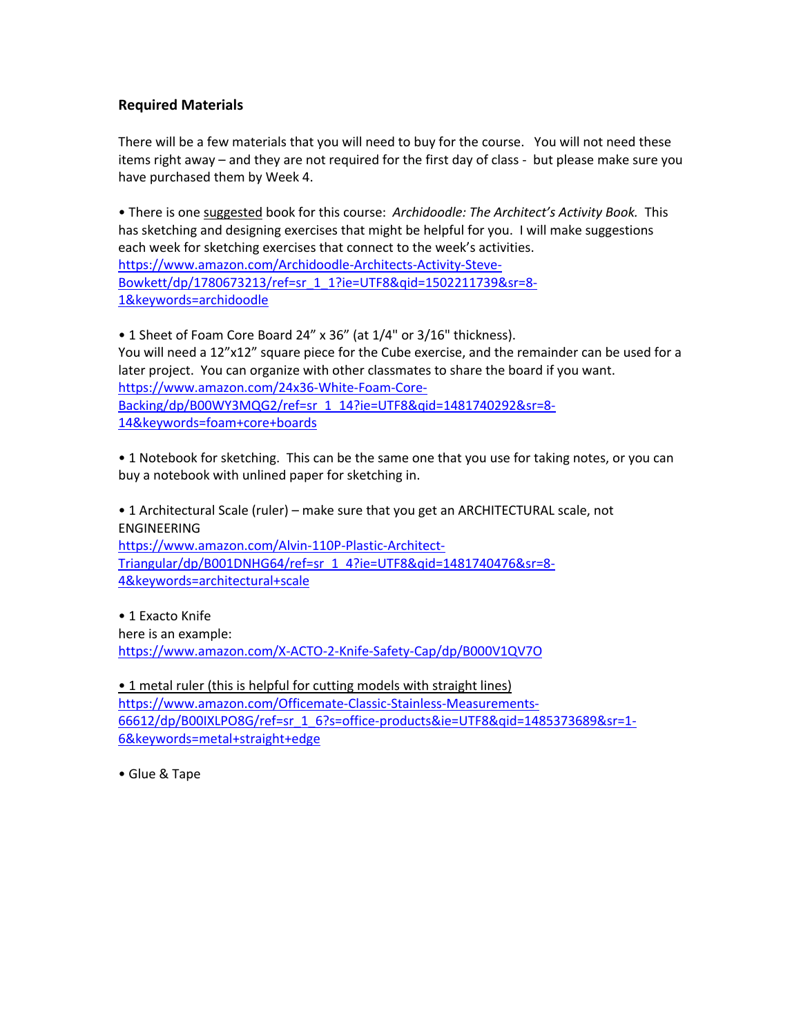**Required Materials**

There will be a few materials that you will need to buy for the course. You will not need these items right away – and they are not required for the first day of class - but please make sure you have purchased them by Week 4.

- There is one <u>suggested</u> book for this course: *Archidoodle: The Architect's Activity Book.* This has sketching and designing exercises that might be helpful for you. I will make suggestions each week for sketching exercises that connect to the week's activities.
  https://www.amazon.com/Archidoodle-Architects-Activity-Steve-Bowkett/dp/1780673213/ref=sr_1_1?ie=UTF8&qid=1502211739&sr=8-1&keywords=archidoodle

- 1 Sheet of Foam Core Board 24" x 36" (at 1/4" or 3/16" thickness).
  You will need a 12"x12" square piece for the Cube exercise, and the remainder can be used for a later project. You can organize with other classmates to share the board if you want.
  https://www.amazon.com/24x36-White-Foam-Core-Backing/dp/B00WY3MQG2/ref=sr_1_14?ie=UTF8&qid=1481740292&sr=8-14&keywords=foam+core+boards

- 1 Notebook for sketching. This can be the same one that you use for taking notes, or you can buy a notebook with unlined paper for sketching in.

- 1 Architectural Scale (ruler) – make sure that you get an ARCHITECTURAL scale, not ENGINEERING
  https://www.amazon.com/Alvin-110P-Plastic-Architect-Triangular/dp/B001DNHG64/ref=sr_1_4?ie=UTF8&qid=1481740476&sr=8-4&keywords=architectural+scale

- 1 Exacto Knife
  here is an example:
  https://www.amazon.com/X-ACTO-2-Knife-Safety-Cap/dp/B000V1QV7O

- <u>1 metal ruler (this is helpful for cutting models with straight lines)</u>
  https://www.amazon.com/Officemate-Classic-Stainless-Measurements-66612/dp/B00IXLPO8G/ref=sr_1_6?s=office-products&ie=UTF8&qid=1485373689&sr=1-6&keywords=metal+straight+edge

- Glue & Tape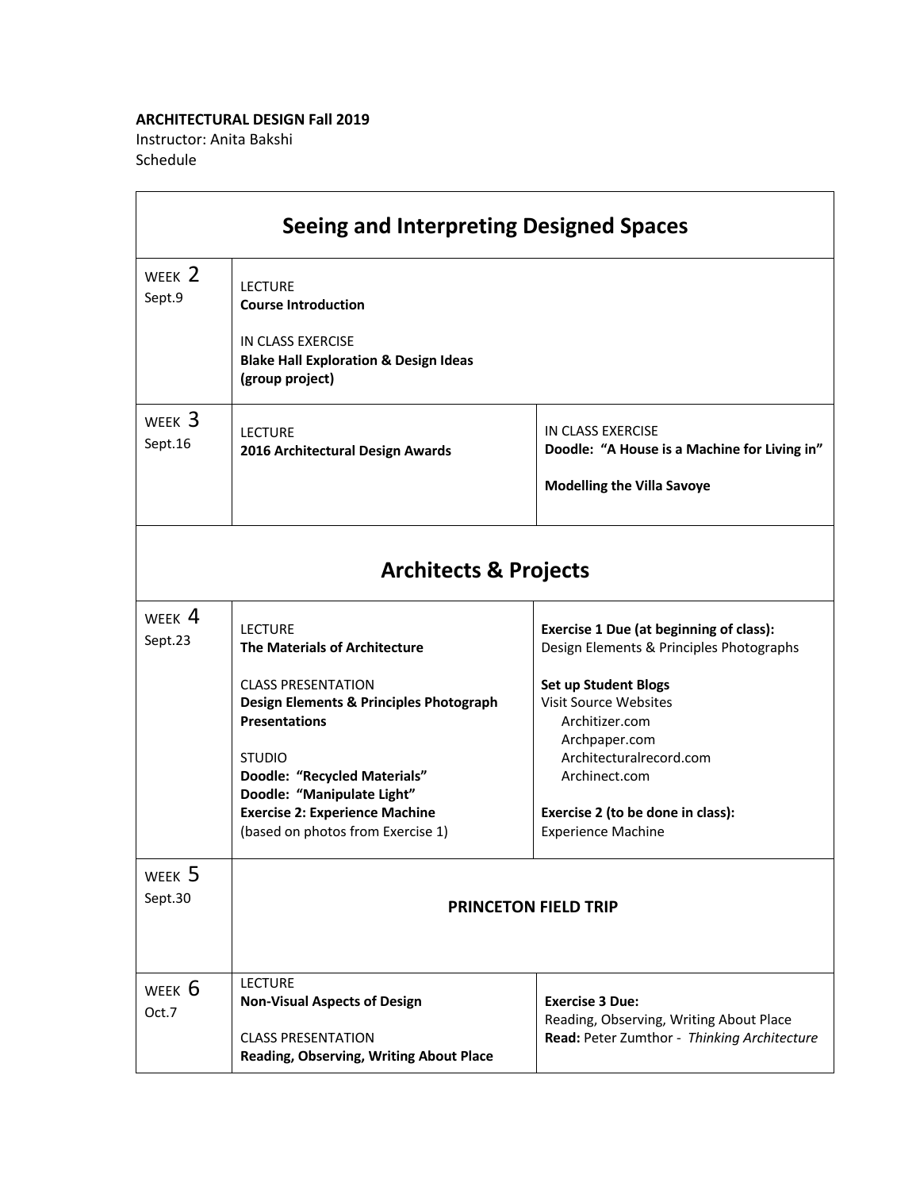**ARCHITECTURAL DESIGN Fall 2019**
Instructor: Anita Bakshi
Schedule

## Seeing and Interpreting Designed Spaces

| | | |
|---|---|---|
| WEEK 2<br>Sept.9 | LECTURE<br>**Course Introduction**<br><br>IN CLASS EXERCISE<br>**Blake Hall Exploration & Design Ideas (group project)** | |
| WEEK 3<br>Sept.16 | LECTURE<br>**2016 Architectural Design Awards** | IN CLASS EXERCISE<br>**Doodle: "A House is a Machine for Living in"**<br><br>**Modelling the Villa Savoye** |

## Architects & Projects

| | | |
|---|---|---|
| WEEK 4<br>Sept.23 | LECTURE<br>**The Materials of Architecture**<br><br>CLASS PRESENTATION<br>**Design Elements & Principles Photograph Presentations**<br><br>STUDIO<br>**Doodle: "Recycled Materials"**<br>**Doodle: "Manipulate Light"**<br>**Exercise 2: Experience Machine**<br>(based on photos from Exercise 1) | **Exercise 1 Due (at beginning of class):**<br>Design Elements & Principles Photographs<br><br>**Set up Student Blogs**<br>Visit Source Websites<br>Architizer.com<br>Archpaper.com<br>Architecturalrecord.com<br>Archinect.com<br><br>**Exercise 2 (to be done in class):**<br>Experience Machine |
| WEEK 5<br>Sept.30 | **PRINCETON FIELD TRIP** | |
| WEEK 6<br>Oct.7 | LECTURE<br>**Non-Visual Aspects of Design**<br><br>CLASS PRESENTATION<br>**Reading, Observing, Writing About Place** | **Exercise 3 Due:**<br>Reading, Observing, Writing About Place<br>**Read:** Peter Zumthor - *Thinking Architecture* |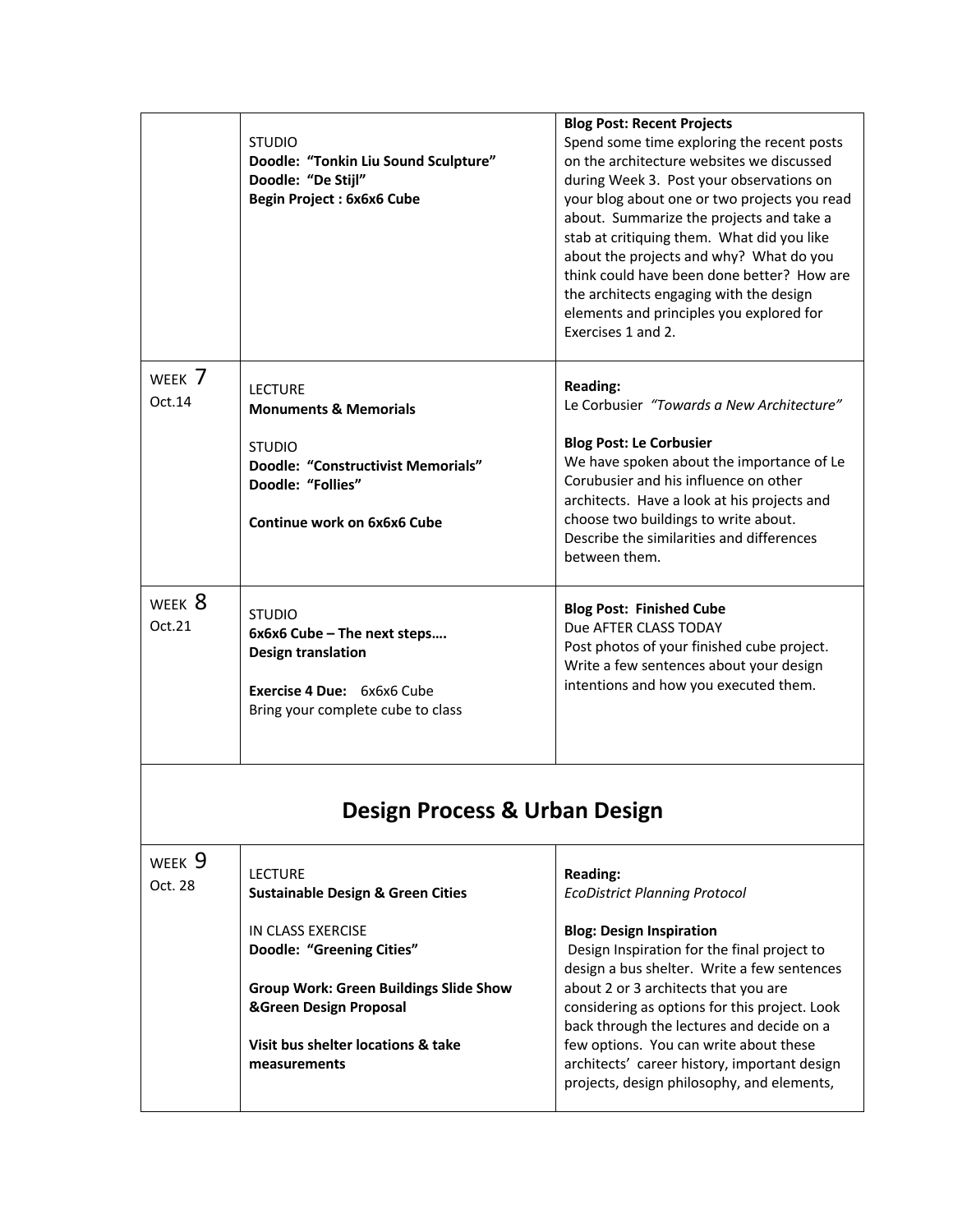| | | |
|---|---|---|
| | STUDIO<br>**Doodle: "Tonkin Liu Sound Sculpture"**<br>**Doodle: "De Stijl"**<br>**Begin Project : 6x6x6 Cube** | **Blog Post: Recent Projects**<br>Spend some time exploring the recent posts on the architecture websites we discussed during Week 3. Post your observations on your blog about one or two projects you read about. Summarize the projects and take a stab at critiquing them. What did you like about the projects and why? What do you think could have been done better? How are the architects engaging with the design elements and principles you explored for Exercises 1 and 2. |
| WEEK 7<br>Oct.14 | LECTURE<br>**Monuments & Memorials**<br><br>STUDIO<br>**Doodle: "Constructivist Memorials"**<br>**Doodle: "Follies"**<br><br>**Continue work on 6x6x6 Cube** | **Reading:**<br>Le Corbusier *"Towards a New Architecture"*<br><br>**Blog Post: Le Corbusier**<br>We have spoken about the importance of Le Corubusier and his influence on other architects. Have a look at his projects and choose two buildings to write about. Describe the similarities and differences between them. |
| WEEK 8<br>Oct.21 | STUDIO<br>**6x6x6 Cube – The next steps….**<br>**Design translation**<br><br>**Exercise 4 Due:** 6x6x6 Cube<br>Bring your complete cube to class | **Blog Post: Finished Cube**<br>Due AFTER CLASS TODAY<br>Post photos of your finished cube project. Write a few sentences about your design intentions and how you executed them. |

## Design Process & Urban Design

| | | |
|---|---|---|
| WEEK 9<br>Oct. 28 | LECTURE<br>**Sustainable Design & Green Cities**<br><br>IN CLASS EXERCISE<br>**Doodle: "Greening Cities"**<br><br>**Group Work: Green Buildings Slide Show &Green Design Proposal**<br><br>**Visit bus shelter locations & take measurements** | **Reading:**<br>*EcoDistrict Planning Protocol*<br><br>**Blog: Design Inspiration**<br>Design Inspiration for the final project to design a bus shelter. Write a few sentences about 2 or 3 architects that you are considering as options for this project. Look back through the lectures and decide on a few options. You can write about these architects' career history, important design projects, design philosophy, and elements, |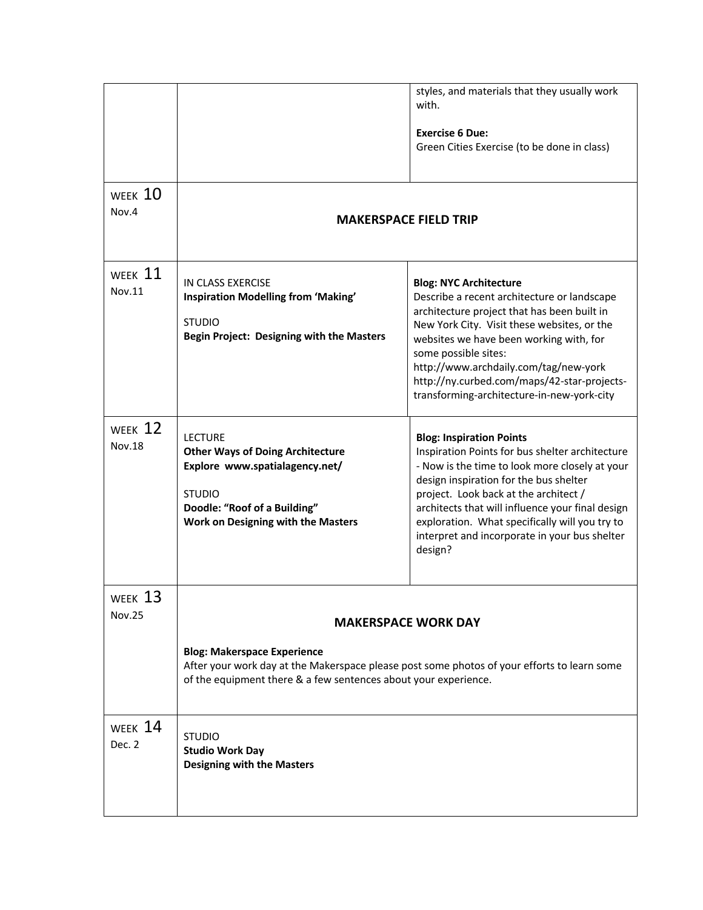| | | |
|---|---|---|
| | | styles, and materials that they usually work with.<br><br>**Exercise 6 Due:**<br>Green Cities Exercise (to be done in class) |
| WEEK 10<br>Nov.4 | **MAKERSPACE FIELD TRIP** | |
| WEEK 11<br>Nov.11 | IN CLASS EXERCISE<br>**Inspiration Modelling from 'Making'**<br><br>STUDIO<br>**Begin Project: Designing with the Masters** | **Blog: NYC Architecture**<br>Describe a recent architecture or landscape architecture project that has been built in New York City. Visit these websites, or the websites we have been working with, for some possible sites:<br>http://www.archdaily.com/tag/new-york<br>http://ny.curbed.com/maps/42-star-projects-transforming-architecture-in-new-york-city |
| WEEK 12<br>Nov.18 | LECTURE<br>**Other Ways of Doing Architecture**<br>**Explore www.spatialagency.net/**<br><br>STUDIO<br>**Doodle: "Roof of a Building"**<br>**Work on Designing with the Masters** | **Blog: Inspiration Points**<br>Inspiration Points for bus shelter architecture - Now is the time to look more closely at your design inspiration for the bus shelter project. Look back at the architect / architects that will influence your final design exploration. What specifically will you try to interpret and incorporate in your bus shelter design? |
| WEEK 13<br>Nov.25 | **MAKERSPACE WORK DAY**<br><br>**Blog: Makerspace Experience**<br>After your work day at the Makerspace please post some photos of your efforts to learn some of the equipment there & a few sentences about your experience. | |
| WEEK 14<br>Dec. 2 | STUDIO<br>**Studio Work Day**<br>**Designing with the Masters** | |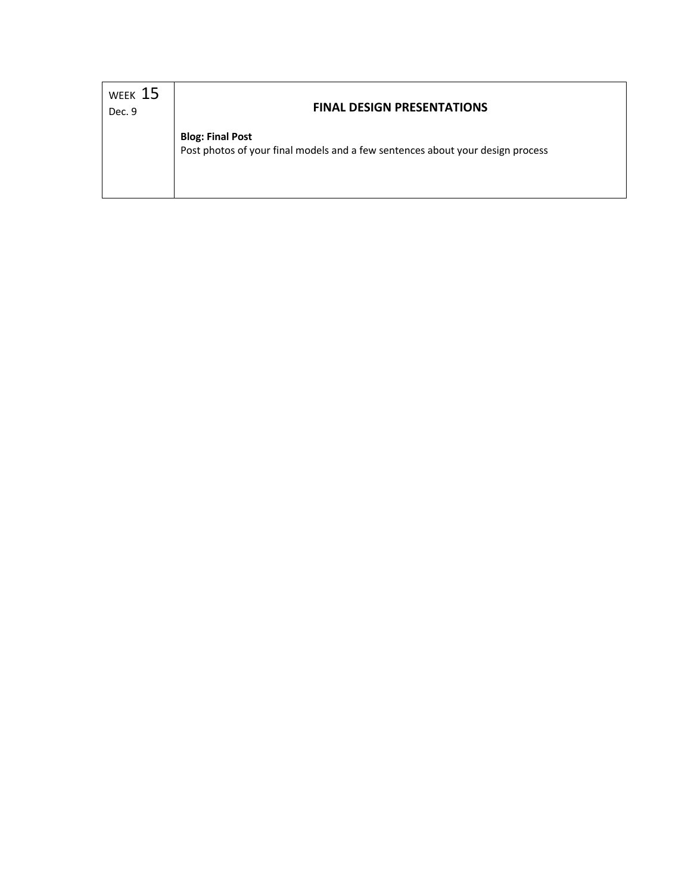| | |
|---|---|
| WEEK 15<br>Dec. 9 | **FINAL DESIGN PRESENTATIONS**<br><br>**Blog: Final Post**<br>Post photos of your final models and a few sentences about your design process |